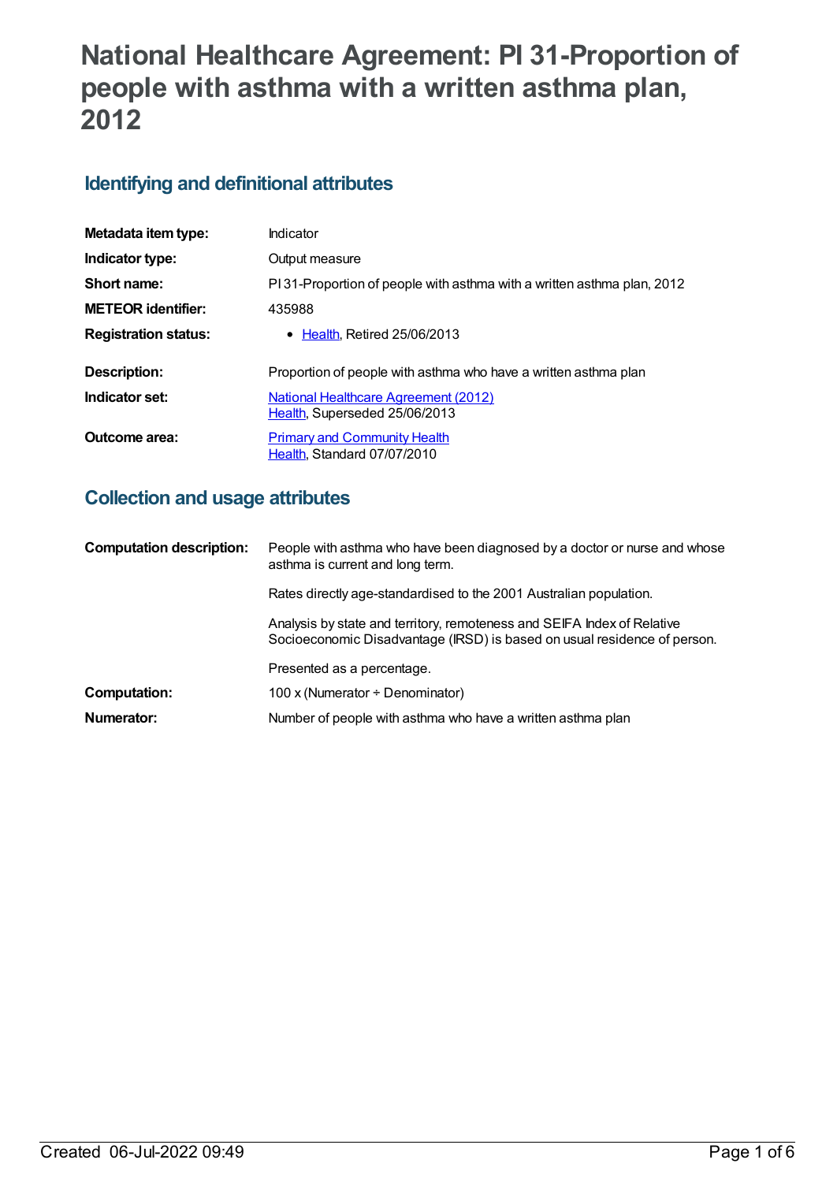# National Healthcare Agreement: PI 31-Proportion of people with asthma with a written asthma plan, 2012

## Identifying and definitional attributes

| | |
|---|---|
| **Metadata item type:** | Indicator |
| **Indicator type:** | Output measure |
| **Short name:** | PI 31-Proportion of people with asthma with a written asthma plan, 2012 |
| **METEOR identifier:** | 435988 |
| **Registration status:** | • Health, Retired 25/06/2013 |
| **Description:** | Proportion of people with asthma who have a written asthma plan |
| **Indicator set:** | National Healthcare Agreement (2012)<br>Health, Superseded 25/06/2013 |
| **Outcome area:** | Primary and Community Health<br>Health, Standard 07/07/2010 |

## Collection and usage attributes

| | |
|---|---|
| **Computation description:** | People with asthma who have been diagnosed by a doctor or nurse and whose asthma is current and long term.<br><br>Rates directly age-standardised to the 2001 Australian population.<br><br>Analysis by state and territory, remoteness and SEIFA Index of Relative Socioeconomic Disadvantage (IRSD) is based on usual residence of person.<br><br>Presented as a percentage. |
| **Computation:** | 100 x (Numerator ÷ Denominator) |
| **Numerator:** | Number of people with asthma who have a written asthma plan |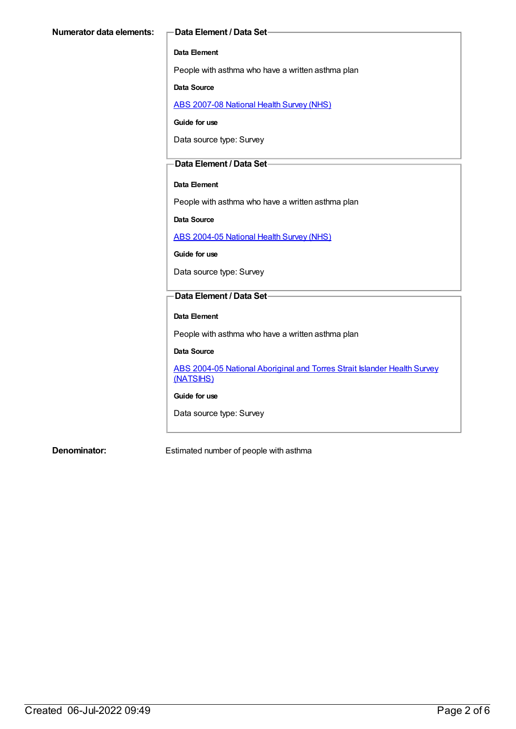**Numerator data elements:**

**Data Element / Data Set**

**Data Element**

People with asthma who have a written asthma plan

**Data Source**

ABS 2007-08 National Health Survey (NHS)

**Guide for use**

Data source type: Survey

**Data Element / Data Set**

**Data Element**

People with asthma who have a written asthma plan

**Data Source**

ABS 2004-05 National Health Survey (NHS)

**Guide for use**

Data source type: Survey

**Data Element / Data Set**

**Data Element**

People with asthma who have a written asthma plan

**Data Source**

ABS 2004-05 National Aboriginal and Torres Strait Islander Health Survey (NATSIHS)

**Guide for use**

Data source type: Survey

**Denominator:** Estimated number of people with asthma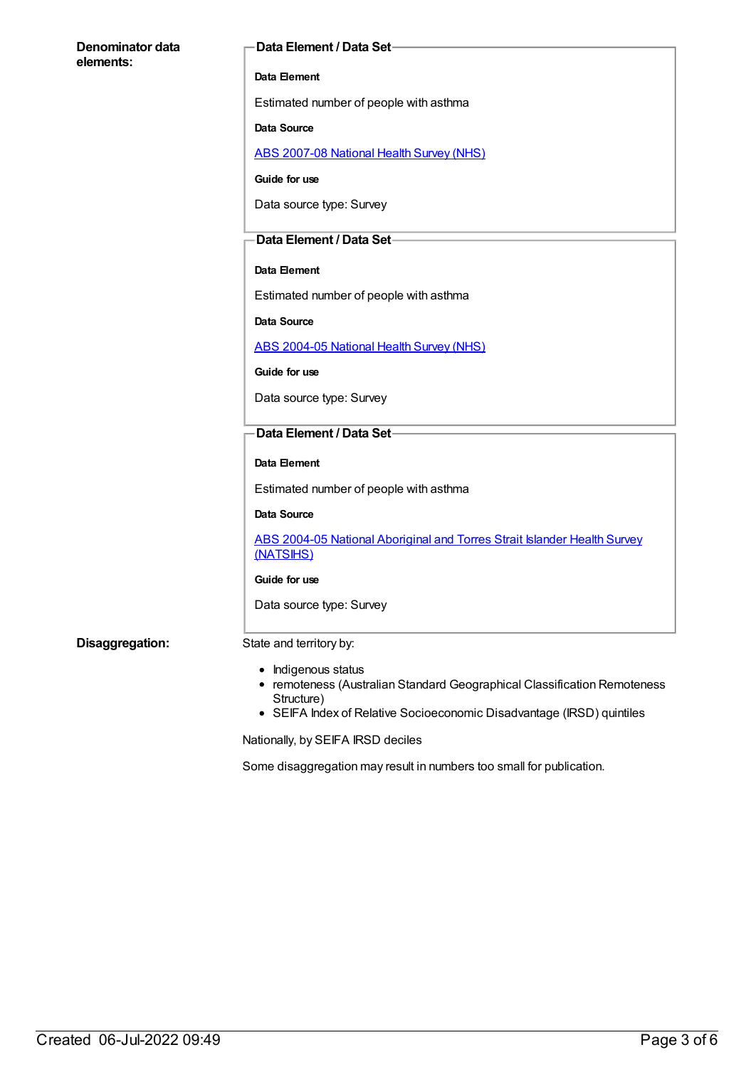**Denominator data elements:**

**Data Element / Data Set**

**Data Element**

Estimated number of people with asthma

**Data Source**

ABS 2007-08 National Health Survey (NHS)

**Guide for use**

Data source type: Survey

**Data Element / Data Set**

**Data Element**

Estimated number of people with asthma

**Data Source**

ABS 2004-05 National Health Survey (NHS)

**Guide for use**

Data source type: Survey

**Data Element / Data Set**

**Data Element**

Estimated number of people with asthma

**Data Source**

ABS 2004-05 National Aboriginal and Torres Strait Islander Health Survey (NATSIHS)

**Guide for use**

Data source type: Survey

**Disaggregation:**

State and territory by:

- Indigenous status
- remoteness (Australian Standard Geographical Classification Remoteness Structure)
- SEIFA Index of Relative Socioeconomic Disadvantage (IRSD) quintiles

Nationally, by SEIFA IRSD deciles

Some disaggregation may result in numbers too small for publication.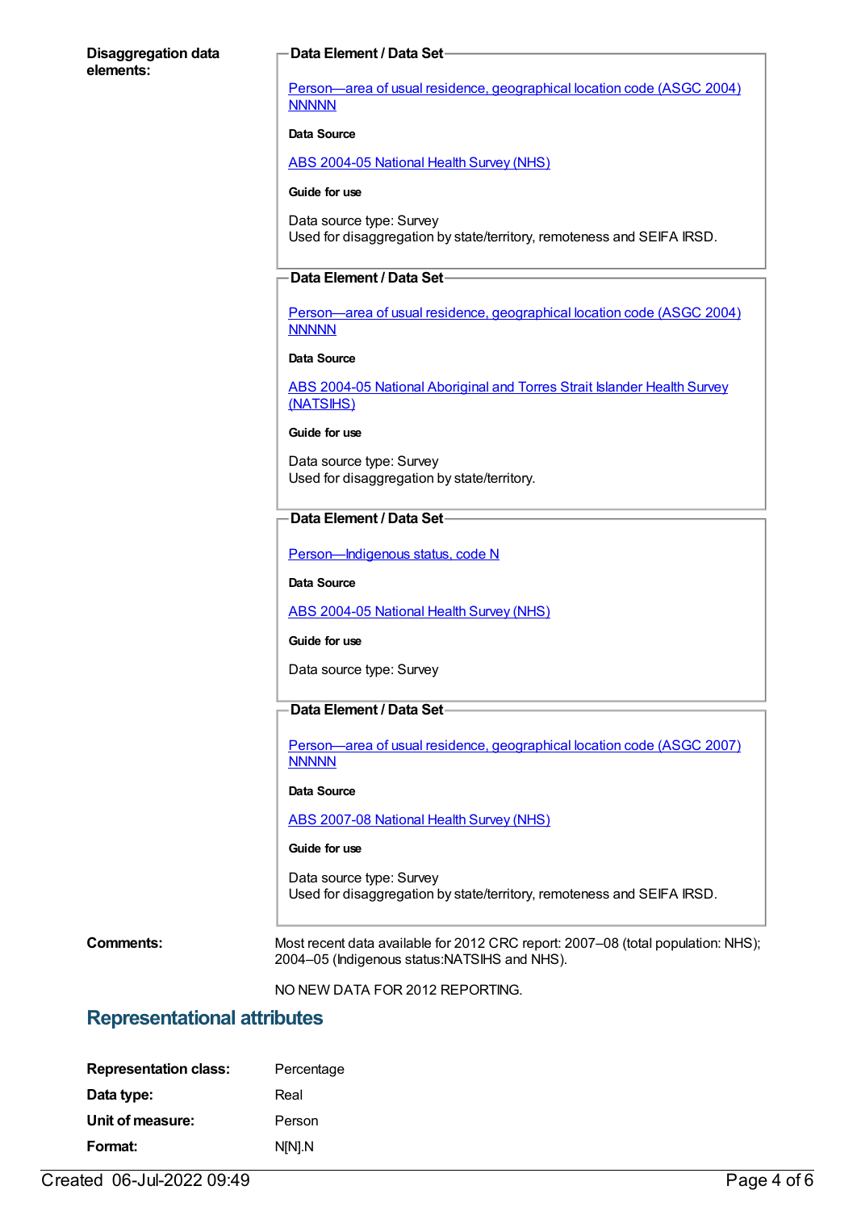**Disaggregation data elements:**

**Data Element / Data Set**

Person—area of usual residence, geographical location code (ASGC 2004) NNNNN

**Data Source**

ABS 2004-05 National Health Survey (NHS)

**Guide for use**

Data source type: Survey
Used for disaggregation by state/territory, remoteness and SEIFA IRSD.

**Data Element / Data Set**

Person—area of usual residence, geographical location code (ASGC 2004) NNNNN

**Data Source**

ABS 2004-05 National Aboriginal and Torres Strait Islander Health Survey (NATSIHS)

**Guide for use**

Data source type: Survey
Used for disaggregation by state/territory.

**Data Element / Data Set**

Person—Indigenous status, code N

**Data Source**

ABS 2004-05 National Health Survey (NHS)

**Guide for use**

Data source type: Survey

**Data Element / Data Set**

Person—area of usual residence, geographical location code (ASGC 2007) NNNNN

**Data Source**

ABS 2007-08 National Health Survey (NHS)

**Guide for use**

Data source type: Survey
Used for disaggregation by state/territory, remoteness and SEIFA IRSD.

**Comments:**

Most recent data available for 2012 CRC report: 2007–08 (total population: NHS); 2004–05 (Indigenous status:NATSIHS and NHS).

NO NEW DATA FOR 2012 REPORTING.

## Representational attributes

**Representation class:** Percentage

**Data type:** Real

**Unit of measure:** Person

**Format:** N[N].N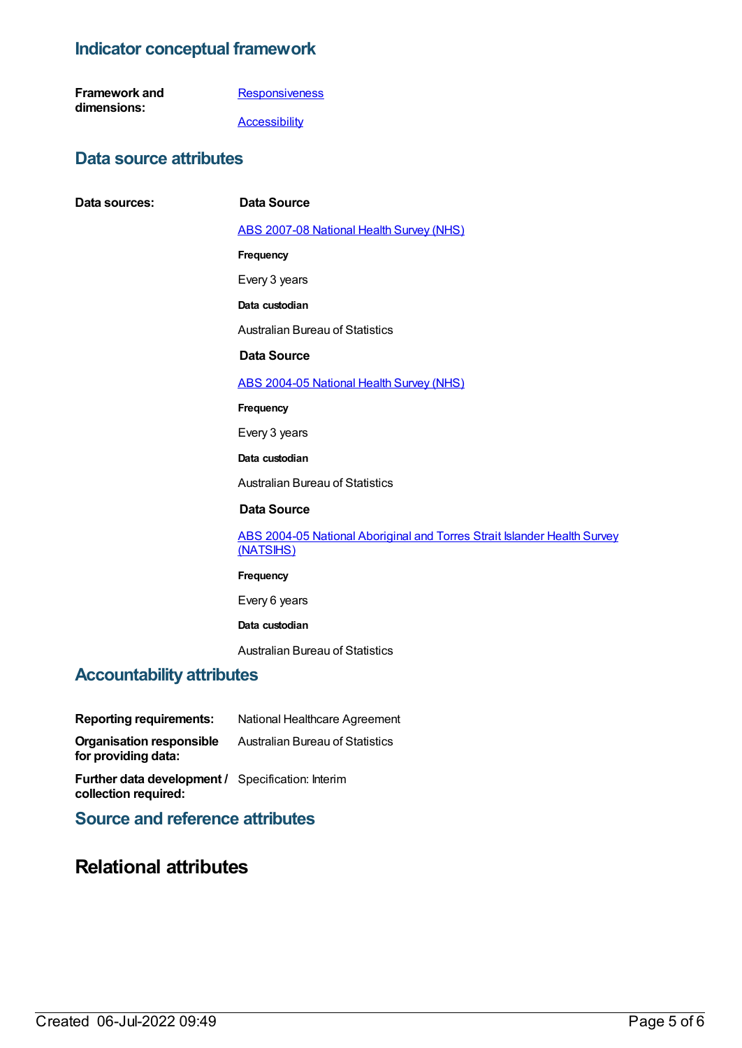## Indicator conceptual framework

**Framework and dimensions:**

[Responsiveness](#)

[Accessibility](#)

## Data source attributes

**Data sources:**

**Data Source**

[ABS 2007-08 National Health Survey (NHS)](#)

**Frequency**

Every 3 years

**Data custodian**

Australian Bureau of Statistics

**Data Source**

[ABS 2004-05 National Health Survey (NHS)](#)

**Frequency**

Every 3 years

**Data custodian**

Australian Bureau of Statistics

**Data Source**

[ABS 2004-05 National Aboriginal and Torres Strait Islander Health Survey (NATSIHS)](#)

**Frequency**

Every 6 years

**Data custodian**

Australian Bureau of Statistics

## Accountability attributes

**Reporting requirements:** National Healthcare Agreement

**Organisation responsible for providing data:** Australian Bureau of Statistics

**Further data development / collection required:** Specification: Interim

## Source and reference attributes

# Relational attributes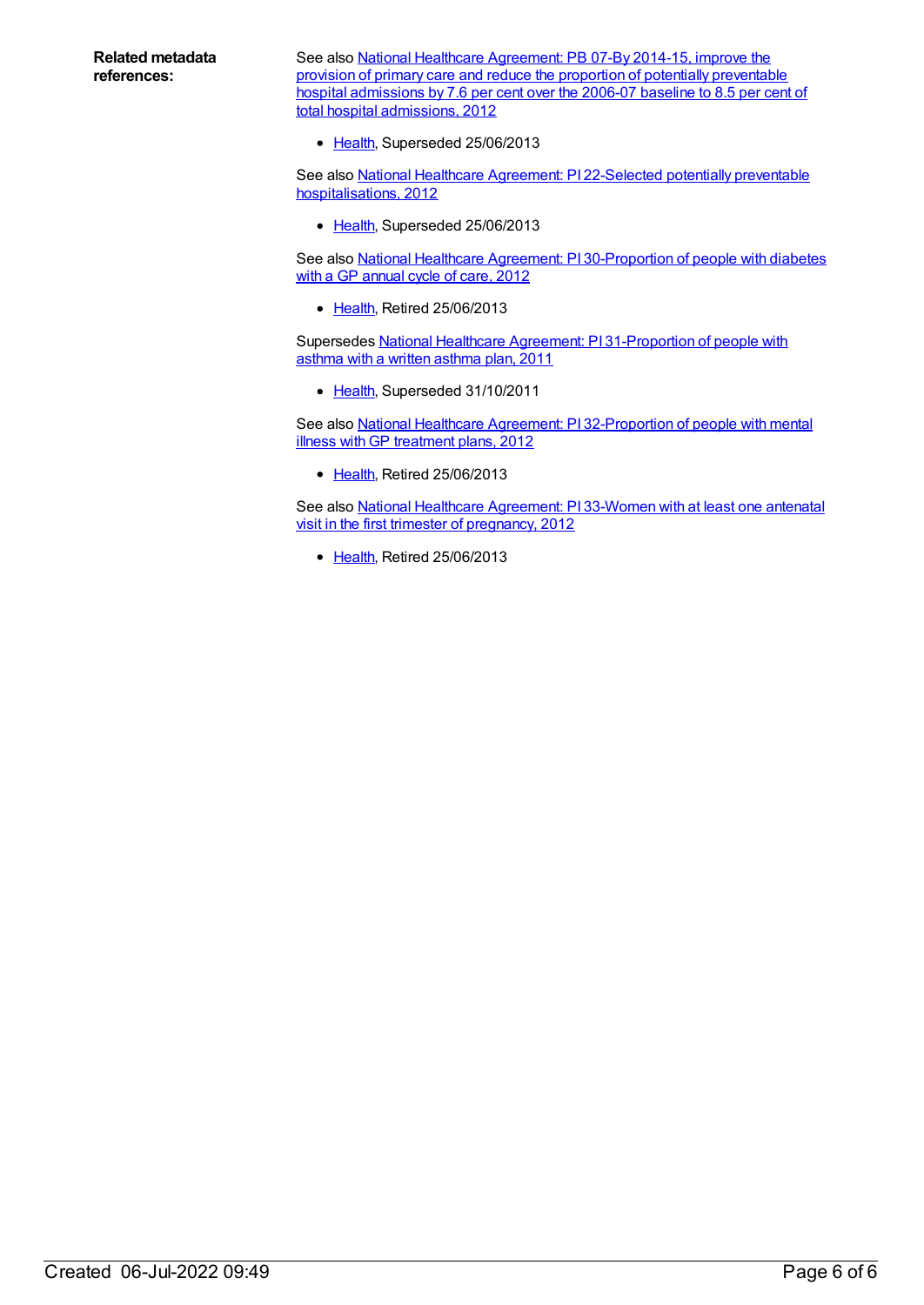**Related metadata references:**

See also National Healthcare Agreement: PB 07-By 2014-15, improve the provision of primary care and reduce the proportion of potentially preventable hospital admissions by 7.6 per cent over the 2006-07 baseline to 8.5 per cent of total hospital admissions, 2012

- Health, Superseded 25/06/2013

See also National Healthcare Agreement: PI 22-Selected potentially preventable hospitalisations, 2012

- Health, Superseded 25/06/2013

See also National Healthcare Agreement: PI 30-Proportion of people with diabetes with a GP annual cycle of care, 2012

- Health, Retired 25/06/2013

Supersedes National Healthcare Agreement: PI 31-Proportion of people with asthma with a written asthma plan, 2011

- Health, Superseded 31/10/2011

See also National Healthcare Agreement: PI 32-Proportion of people with mental illness with GP treatment plans, 2012

- Health, Retired 25/06/2013

See also National Healthcare Agreement: PI 33-Women with at least one antenatal visit in the first trimester of pregnancy, 2012

- Health, Retired 25/06/2013